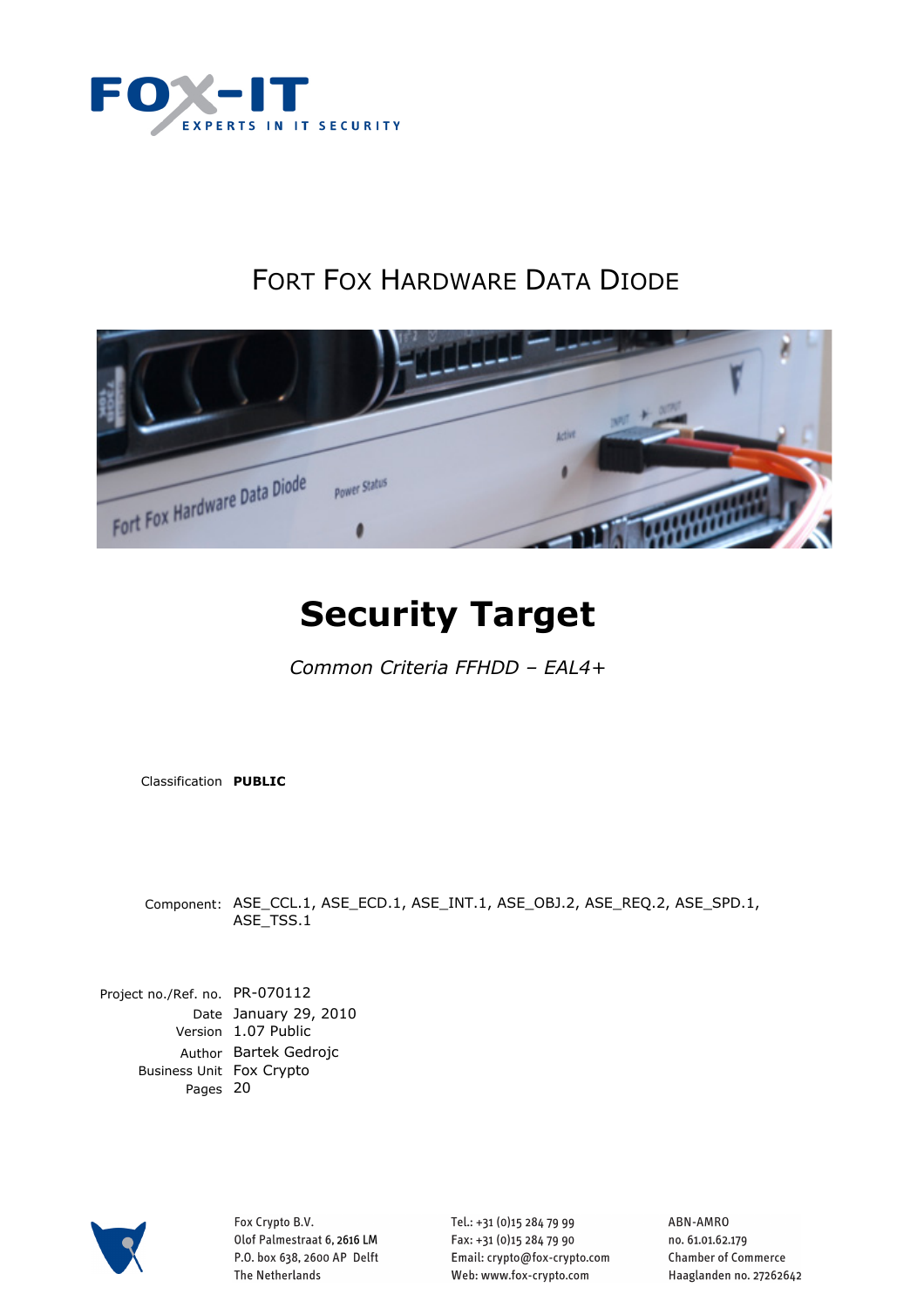FOX-IT

EXPERTS IN IT SECURITY

# FORT FOX HARDWARE DATA DIODE

# Security Target

*Common Criteria FFHDD – EAL4+*

Classification **PUBLIC**

Component: ASE_CCL.1, ASE_ECD.1, ASE_INT.1, ASE_OBJ.2, ASE_REQ.2, ASE_SPD.1, ASE_TSS.1

| | |
|---|---|
| Project no./Ref. no. | PR-070112 |
| Date | January 29, 2010 |
| Version | 1.07 Public |
| Author | Bartek Gedrojc |
| Business Unit | Fox Crypto |
| Pages | 20 |

Fox Crypto B.V.
Olof Palmestraat 6, 2616 LM
P.O. box 638, 2600 AP Delft
The Netherlands

Tel.: +31 (0)15 284 79 99
Fax: +31 (0)15 284 79 90
Email: crypto@fox-crypto.com
Web: www.fox-crypto.com

ABN-AMRO
no. 61.01.62.179
Chamber of Commerce
Haaglanden no. 27262642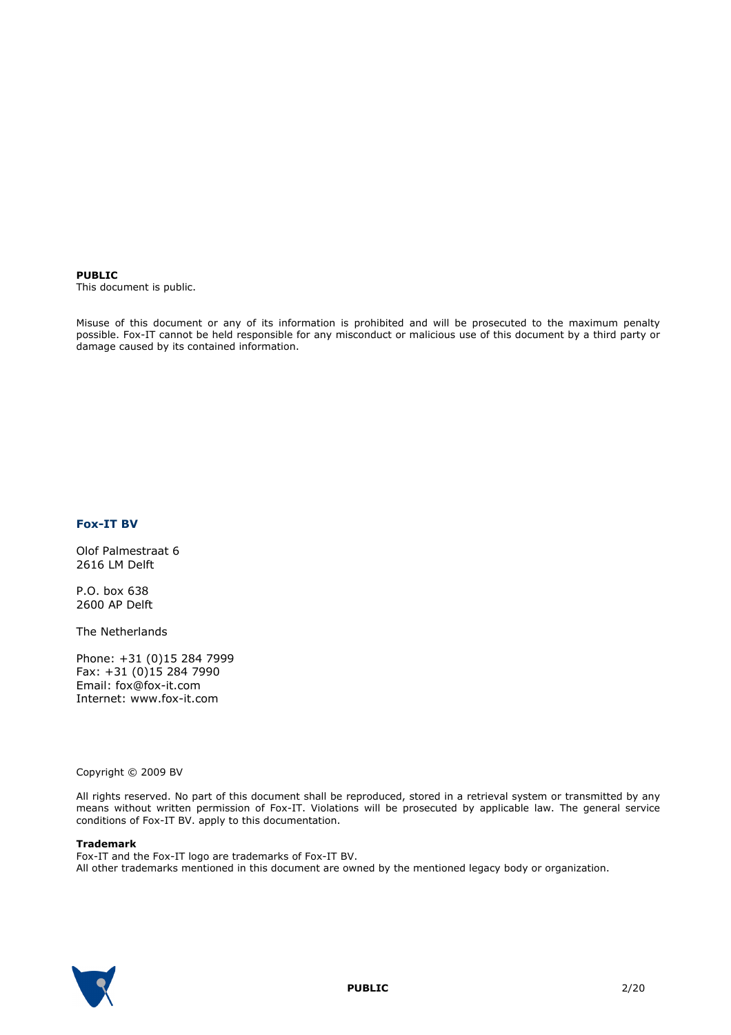**PUBLIC**
This document is public.

Misuse of this document or any of its information is prohibited and will be prosecuted to the maximum penalty possible. Fox-IT cannot be held responsible for any misconduct or malicious use of this document by a third party or damage caused by its contained information.

**Fox-IT BV**

Olof Palmestraat 6
2616 LM Delft

P.O. box 638
2600 AP Delft

The Netherlands

Phone: +31 (0)15 284 7999
Fax: +31 (0)15 284 7990
Email: fox@fox-it.com
Internet: www.fox-it.com

Copyright © 2009 BV

All rights reserved. No part of this document shall be reproduced, stored in a retrieval system or transmitted by any means without written permission of Fox-IT. Violations will be prosecuted by applicable law. The general service conditions of Fox-IT BV. apply to this documentation.

**Trademark**
Fox-IT and the Fox-IT logo are trademarks of Fox-IT BV.
All other trademarks mentioned in this document are owned by the mentioned legacy body or organization.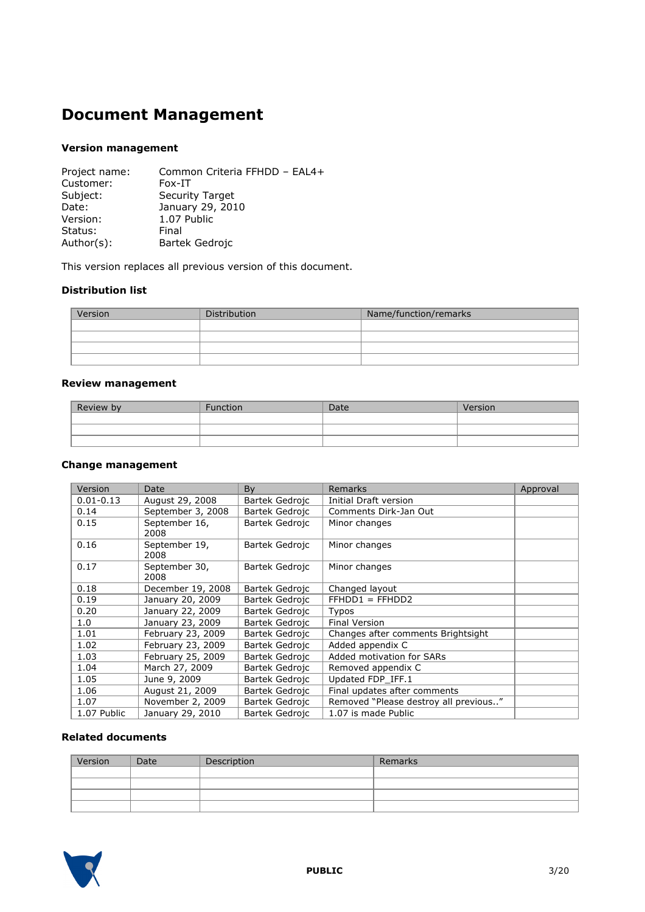# Document Management

### Version management

Project name: Common Criteria FFHDD – EAL4+
Customer: Fox-IT
Subject: Security Target
Date: January 29, 2010
Version: 1.07 Public
Status: Final
Author(s): Bartek Gedrojc

This version replaces all previous version of this document.

### Distribution list

| Version | Distribution | Name/function/remarks |
|---|---|---|
| | | |
| | | |
| | | |
| | | |

### Review management

| Review by | Function | Date | Version |
|---|---|---|---|
| | | | |
| | | | |
| | | | |

### Change management

| Version | Date | By | Remarks | Approval |
|---|---|---|---|---|
| 0.01-0.13 | August 29, 2008 | Bartek Gedrojc | Initial Draft version | |
| 0.14 | September 3, 2008 | Bartek Gedrojc | Comments Dirk-Jan Out | |
| 0.15 | September 16, 2008 | Bartek Gedrojc | Minor changes | |
| 0.16 | September 19, 2008 | Bartek Gedrojc | Minor changes | |
| 0.17 | September 30, 2008 | Bartek Gedrojc | Minor changes | |
| 0.18 | December 19, 2008 | Bartek Gedrojc | Changed layout | |
| 0.19 | January 20, 2009 | Bartek Gedrojc | FFHDD1 = FFHDD2 | |
| 0.20 | January 22, 2009 | Bartek Gedrojc | Typos | |
| 1.0 | January 23, 2009 | Bartek Gedrojc | Final Version | |
| 1.01 | February 23, 2009 | Bartek Gedrojc | Changes after comments Brightsight | |
| 1.02 | February 23, 2009 | Bartek Gedrojc | Added appendix C | |
| 1.03 | February 25, 2009 | Bartek Gedrojc | Added motivation for SARs | |
| 1.04 | March 27, 2009 | Bartek Gedrojc | Removed appendix C | |
| 1.05 | June 9, 2009 | Bartek Gedrojc | Updated FDP_IFF.1 | |
| 1.06 | August 21, 2009 | Bartek Gedrojc | Final updates after comments | |
| 1.07 | November 2, 2009 | Bartek Gedrojc | Removed "Please destroy all previous.." | |
| 1.07 Public | January 29, 2010 | Bartek Gedrojc | 1.07 is made Public | |

### Related documents

| Version | Date | Description | Remarks |
|---|---|---|---|
| | | | |
| | | | |
| | | | |
| | | | |

PUBLIC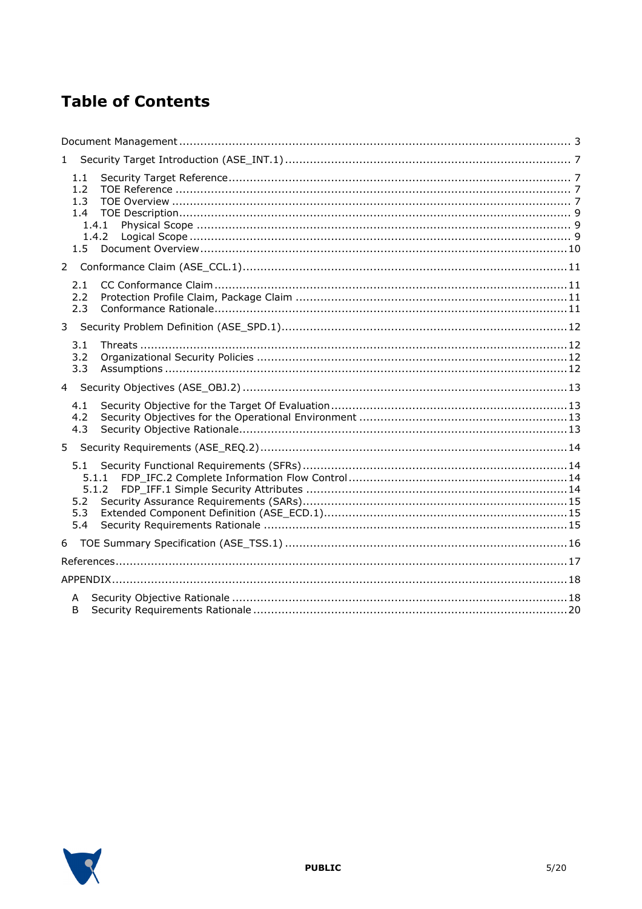# Table of Contents

- Document Management ... 3
- 1 Security Target Introduction (ASE_INT.1) ... 7
  - 1.1 Security Target Reference ... 7
  - 1.2 TOE Reference ... 7
  - 1.3 TOE Overview ... 7
  - 1.4 TOE Description ... 9
    - 1.4.1 Physical Scope ... 9
    - 1.4.2 Logical Scope ... 9
  - 1.5 Document Overview ... 10
- 2 Conformance Claim (ASE_CCL.1) ... 11
  - 2.1 CC Conformance Claim ... 11
  - 2.2 Protection Profile Claim, Package Claim ... 11
  - 2.3 Conformance Rationale ... 11
- 3 Security Problem Definition (ASE_SPD.1) ... 12
  - 3.1 Threats ... 12
  - 3.2 Organizational Security Policies ... 12
  - 3.3 Assumptions ... 12
- 4 Security Objectives (ASE_OBJ.2) ... 13
  - 4.1 Security Objective for the Target Of Evaluation ... 13
  - 4.2 Security Objectives for the Operational Environment ... 13
  - 4.3 Security Objective Rationale ... 13
- 5 Security Requirements (ASE_REQ.2) ... 14
  - 5.1 Security Functional Requirements (SFRs) ... 14
    - 5.1.1 FDP_IFC.2 Complete Information Flow Control ... 14
    - 5.1.2 FDP_IFF.1 Simple Security Attributes ... 14
  - 5.2 Security Assurance Requirements (SARs) ... 15
  - 5.3 Extended Component Definition (ASE_ECD.1) ... 15
  - 5.4 Security Requirements Rationale ... 15
- 6 TOE Summary Specification (ASE_TSS.1) ... 16
- References ... 17
- APPENDIX ... 18
  - A Security Objective Rationale ... 18
  - B Security Requirements Rationale ... 20

PUBLIC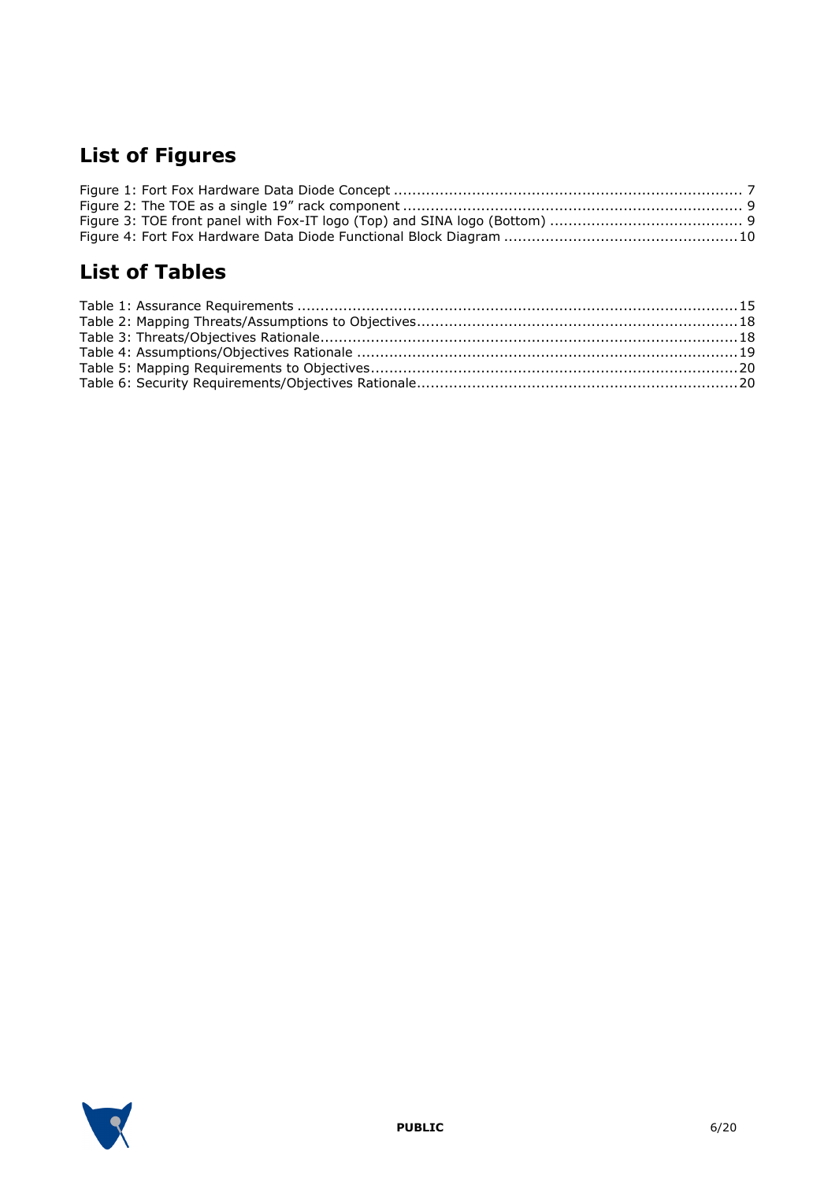## List of Figures

Figure 1: Fort Fox Hardware Data Diode Concept ........................................................................... 7
Figure 2: The TOE as a single 19” rack component ......................................................................... 9
Figure 3: TOE front panel with Fox-IT logo (Top) and SINA logo (Bottom) ......................................... 9
Figure 4: Fort Fox Hardware Data Diode Functional Block Diagram ..................................................10

## List of Tables

Table 1: Assurance Requirements ...............................................................................................15
Table 2: Mapping Threats/Assumptions to Objectives.....................................................................18
Table 3: Threats/Objectives Rationale..........................................................................................18
Table 4: Assumptions/Objectives Rationale ..................................................................................19
Table 5: Mapping Requirements to Objectives...............................................................................20
Table 6: Security Requirements/Objectives Rationale.....................................................................20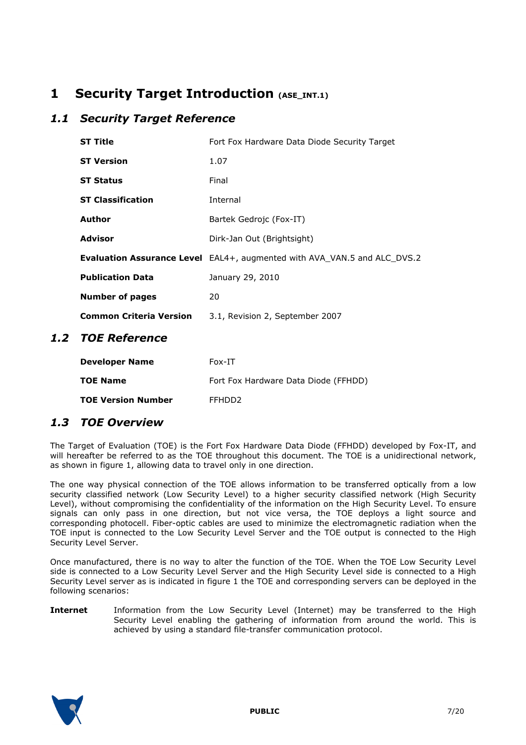# 1 Security Target Introduction (ASE_INT.1)

## 1.1 Security Target Reference

| | |
|---|---|
| **ST Title** | Fort Fox Hardware Data Diode Security Target |
| **ST Version** | 1.07 |
| **ST Status** | Final |
| **ST Classification** | Internal |
| **Author** | Bartek Gedrojc (Fox-IT) |
| **Advisor** | Dirk-Jan Out (Brightsight) |
| **Evaluation Assurance Level** | EAL4+, augmented with AVA_VAN.5 and ALC_DVS.2 |
| **Publication Data** | January 29, 2010 |
| **Number of pages** | 20 |
| **Common Criteria Version** | 3.1, Revision 2, September 2007 |

## 1.2 TOE Reference

| | |
|---|---|
| **Developer Name** | Fox-IT |
| **TOE Name** | Fort Fox Hardware Data Diode (FFHDD) |
| **TOE Version Number** | FFHDD2 |

## 1.3 TOE Overview

The Target of Evaluation (TOE) is the Fort Fox Hardware Data Diode (FFHDD) developed by Fox-IT, and will hereafter be referred to as the TOE throughout this document. The TOE is a unidirectional network, as shown in figure 1, allowing data to travel only in one direction.

The one way physical connection of the TOE allows information to be transferred optically from a low security classified network (Low Security Level) to a higher security classified network (High Security Level), without compromising the confidentiality of the information on the High Security Level. To ensure signals can only pass in one direction, but not vice versa, the TOE deploys a light source and corresponding photocell. Fiber-optic cables are used to minimize the electromagnetic radiation when the TOE input is connected to the Low Security Level Server and the TOE output is connected to the High Security Level Server.

Once manufactured, there is no way to alter the function of the TOE. When the TOE Low Security Level side is connected to a Low Security Level Server and the High Security Level side is connected to a High Security Level server as is indicated in figure 1 the TOE and corresponding servers can be deployed in the following scenarios:

**Internet** Information from the Low Security Level (Internet) may be transferred to the High Security Level enabling the gathering of information from around the world. This is achieved by using a standard file-transfer communication protocol.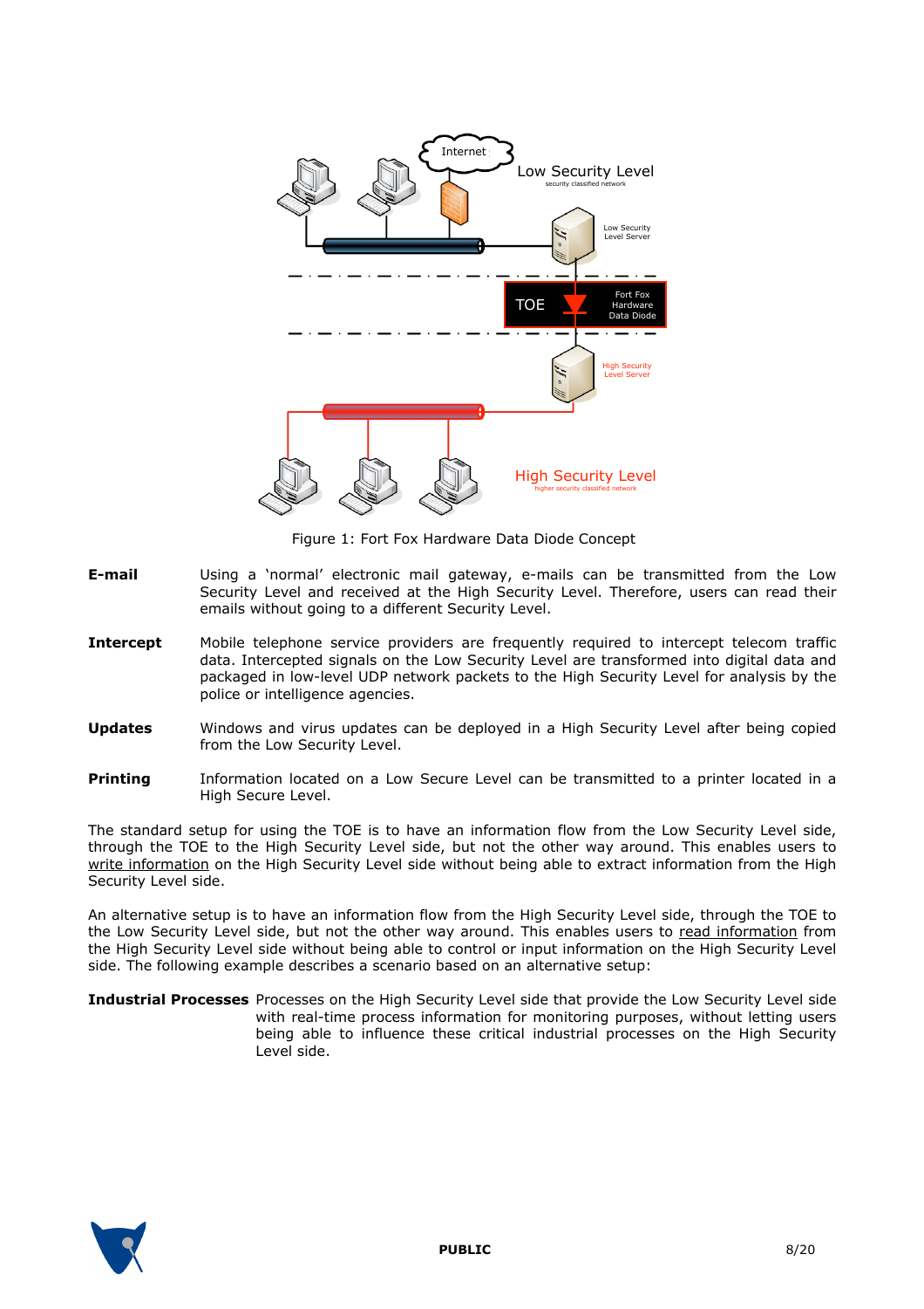Figure 1: Fort Fox Hardware Data Diode Concept

**E-mail** Using a 'normal' electronic mail gateway, e-mails can be transmitted from the Low Security Level and received at the High Security Level. Therefore, users can read their emails without going to a different Security Level.

**Intercept** Mobile telephone service providers are frequently required to intercept telecom traffic data. Intercepted signals on the Low Security Level are transformed into digital data and packaged in low-level UDP network packets to the High Security Level for analysis by the police or intelligence agencies.

**Updates** Windows and virus updates can be deployed in a High Security Level after being copied from the Low Security Level.

**Printing** Information located on a Low Secure Level can be transmitted to a printer located in a High Secure Level.

The standard setup for using the TOE is to have an information flow from the Low Security Level side, through the TOE to the High Security Level side, but not the other way around. This enables users to write information on the High Security Level side without being able to extract information from the High Security Level side.

An alternative setup is to have an information flow from the High Security Level side, through the TOE to the Low Security Level side, but not the other way around. This enables users to read information from the High Security Level side without being able to control or input information on the High Security Level side. The following example describes a scenario based on an alternative setup:

**Industrial Processes** Processes on the High Security Level side that provide the Low Security Level side with real-time process information for monitoring purposes, without letting users being able to influence these critical industrial processes on the High Security Level side.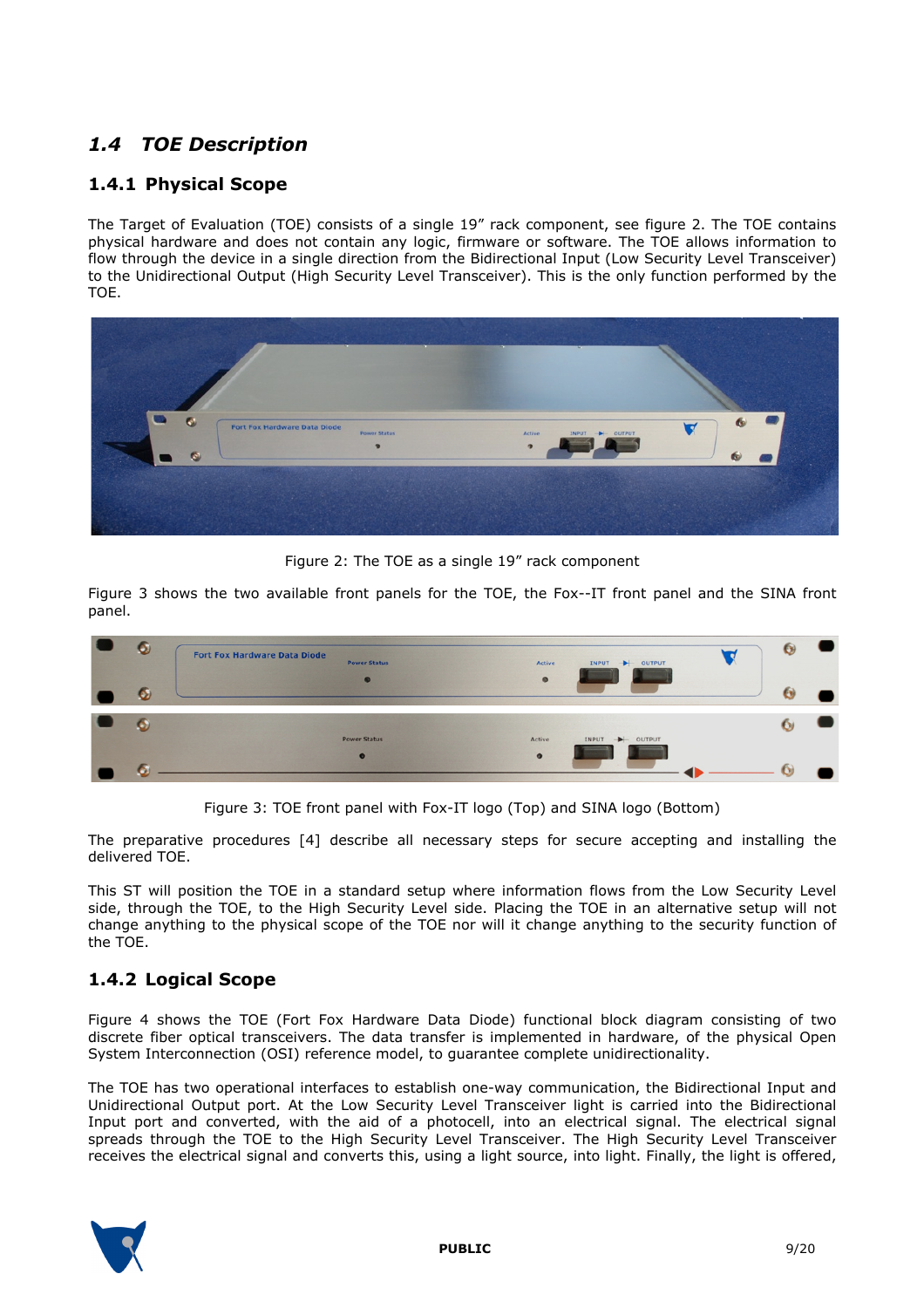## 1.4 *TOE Description*

### 1.4.1 Physical Scope

The Target of Evaluation (TOE) consists of a single 19" rack component, see figure 2. The TOE contains physical hardware and does not contain any logic, firmware or software. The TOE allows information to flow through the device in a single direction from the Bidirectional Input (Low Security Level Transceiver) to the Unidirectional Output (High Security Level Transceiver). This is the only function performed by the TOE.

Figure 2: The TOE as a single 19" rack component

Figure 3 shows the two available front panels for the TOE, the Fox--IT front panel and the SINA front panel.

Figure 3: TOE front panel with Fox-IT logo (Top) and SINA logo (Bottom)

The preparative procedures [4] describe all necessary steps for secure accepting and installing the delivered TOE.

This ST will position the TOE in a standard setup where information flows from the Low Security Level side, through the TOE, to the High Security Level side. Placing the TOE in an alternative setup will not change anything to the physical scope of the TOE nor will it change anything to the security function of the TOE.

### 1.4.2 Logical Scope

Figure 4 shows the TOE (Fort Fox Hardware Data Diode) functional block diagram consisting of two discrete fiber optical transceivers. The data transfer is implemented in hardware, of the physical Open System Interconnection (OSI) reference model, to guarantee complete unidirectionality.

The TOE has two operational interfaces to establish one-way communication, the Bidirectional Input and Unidirectional Output port. At the Low Security Level Transceiver light is carried into the Bidirectional Input port and converted, with the aid of a photocell, into an electrical signal. The electrical signal spreads through the TOE to the High Security Level Transceiver. The High Security Level Transceiver receives the electrical signal and converts this, using a light source, into light. Finally, the light is offered,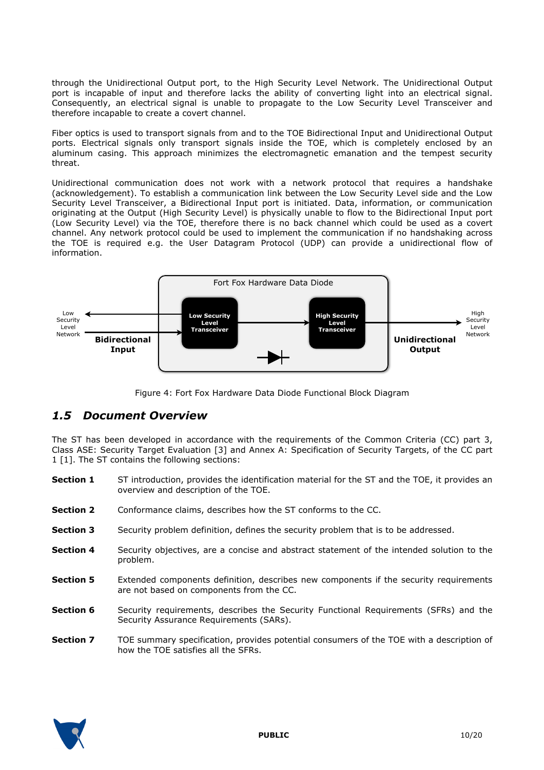through the Unidirectional Output port, to the High Security Level Network. The Unidirectional Output port is incapable of input and therefore lacks the ability of converting light into an electrical signal. Consequently, an electrical signal is unable to propagate to the Low Security Level Transceiver and therefore incapable to create a covert channel.

Fiber optics is used to transport signals from and to the TOE Bidirectional Input and Unidirectional Output ports. Electrical signals only transport signals inside the TOE, which is completely enclosed by an aluminum casing. This approach minimizes the electromagnetic emanation and the tempest security threat.

Unidirectional communication does not work with a network protocol that requires a handshake (acknowledgement). To establish a communication link between the Low Security Level side and the Low Security Level Transceiver, a Bidirectional Input port is initiated. Data, information, or communication originating at the Output (High Security Level) is physically unable to flow to the Bidirectional Input port (Low Security Level) via the TOE, therefore there is no back channel which could be used as a covert channel. Any network protocol could be used to implement the communication if no handshaking across the TOE is required e.g. the User Datagram Protocol (UDP) can provide a unidirectional flow of information.

Figure 4: Fort Fox Hardware Data Diode Functional Block Diagram

## *1.5 Document Overview*

The ST has been developed in accordance with the requirements of the Common Criteria (CC) part 3, Class ASE: Security Target Evaluation [3] and Annex A: Specification of Security Targets, of the CC part 1 [1]. The ST contains the following sections:

**Section 1** ST introduction, provides the identification material for the ST and the TOE, it provides an overview and description of the TOE.

**Section 2** Conformance claims, describes how the ST conforms to the CC.

**Section 3** Security problem definition, defines the security problem that is to be addressed.

**Section 4** Security objectives, are a concise and abstract statement of the intended solution to the problem.

**Section 5** Extended components definition, describes new components if the security requirements are not based on components from the CC.

**Section 6** Security requirements, describes the Security Functional Requirements (SFRs) and the Security Assurance Requirements (SARs).

**Section 7** TOE summary specification, provides potential consumers of the TOE with a description of how the TOE satisfies all the SFRs.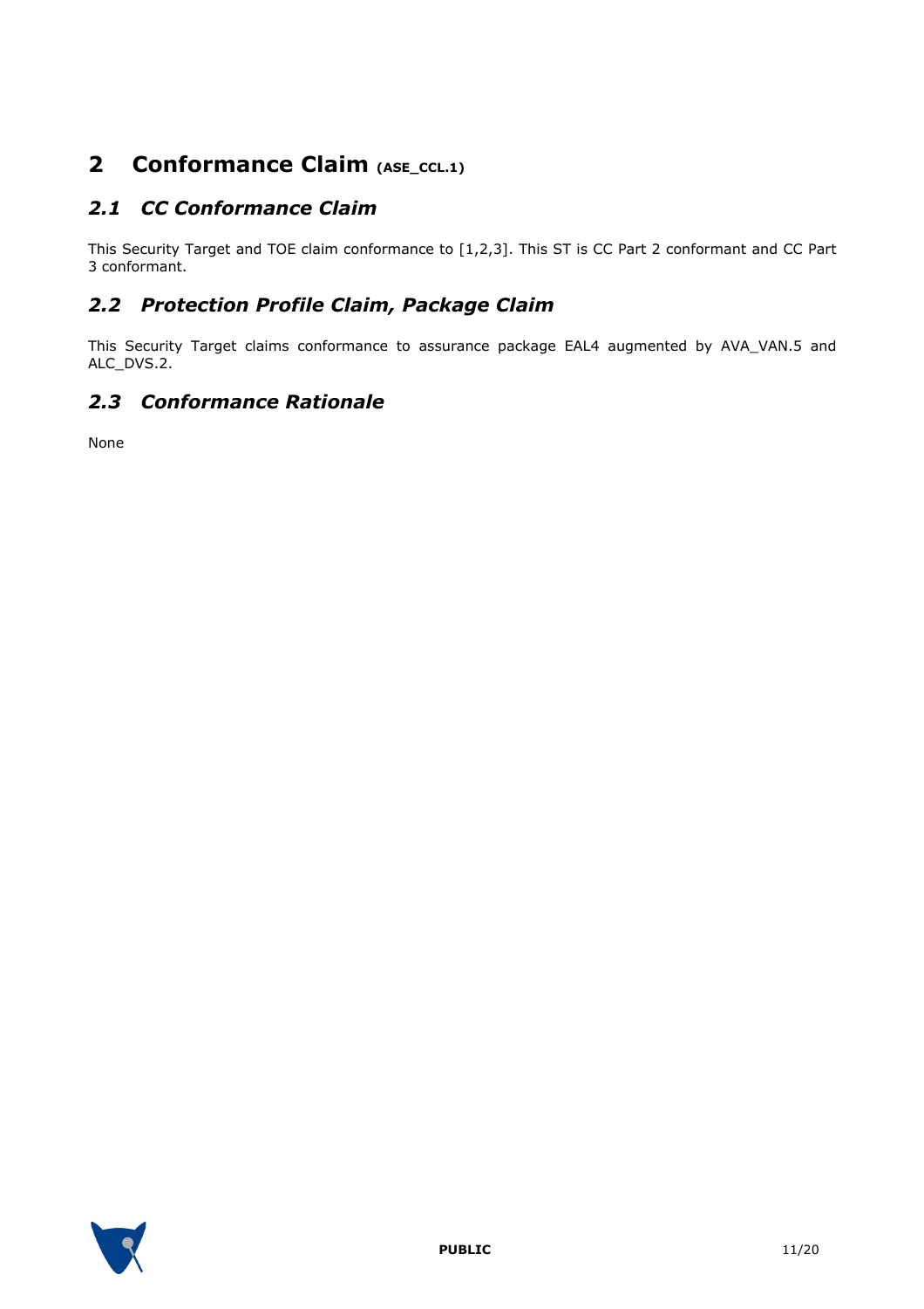# 2 Conformance Claim (ASE_CCL.1)

## *2.1 CC Conformance Claim*

This Security Target and TOE claim conformance to [1,2,3]. This ST is CC Part 2 conformant and CC Part 3 conformant.

## *2.2 Protection Profile Claim, Package Claim*

This Security Target claims conformance to assurance package EAL4 augmented by AVA_VAN.5 and ALC_DVS.2.

## *2.3 Conformance Rationale*

None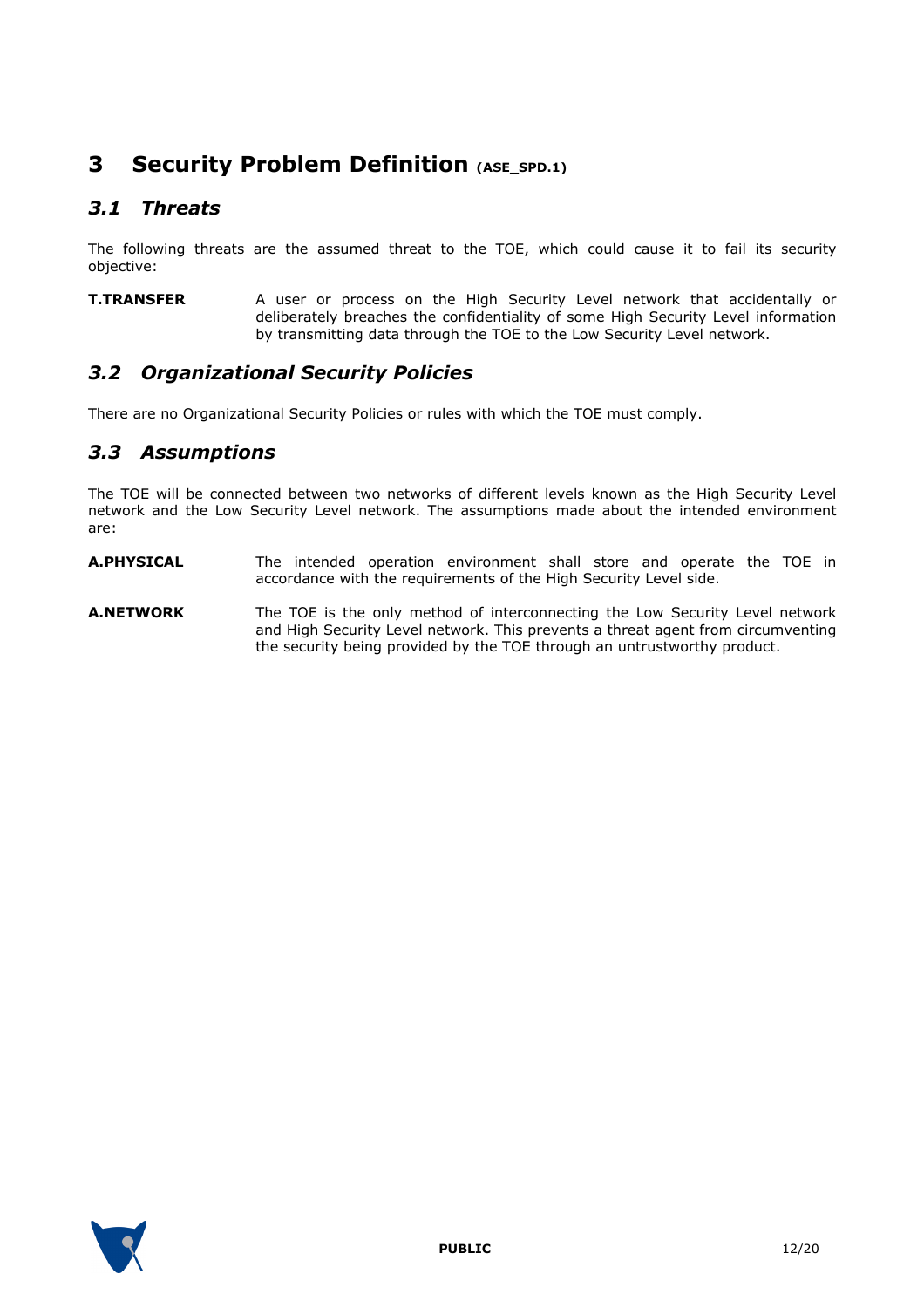# 3 Security Problem Definition (ASE_SPD.1)

## 3.1 Threats

The following threats are the assumed threat to the TOE, which could cause it to fail its security objective:

**T.TRANSFER** A user or process on the High Security Level network that accidentally or deliberately breaches the confidentiality of some High Security Level information by transmitting data through the TOE to the Low Security Level network.

## 3.2 Organizational Security Policies

There are no Organizational Security Policies or rules with which the TOE must comply.

## 3.3 Assumptions

The TOE will be connected between two networks of different levels known as the High Security Level network and the Low Security Level network. The assumptions made about the intended environment are:

**A.PHYSICAL** The intended operation environment shall store and operate the TOE in accordance with the requirements of the High Security Level side.

**A.NETWORK** The TOE is the only method of interconnecting the Low Security Level network and High Security Level network. This prevents a threat agent from circumventing the security being provided by the TOE through an untrustworthy product.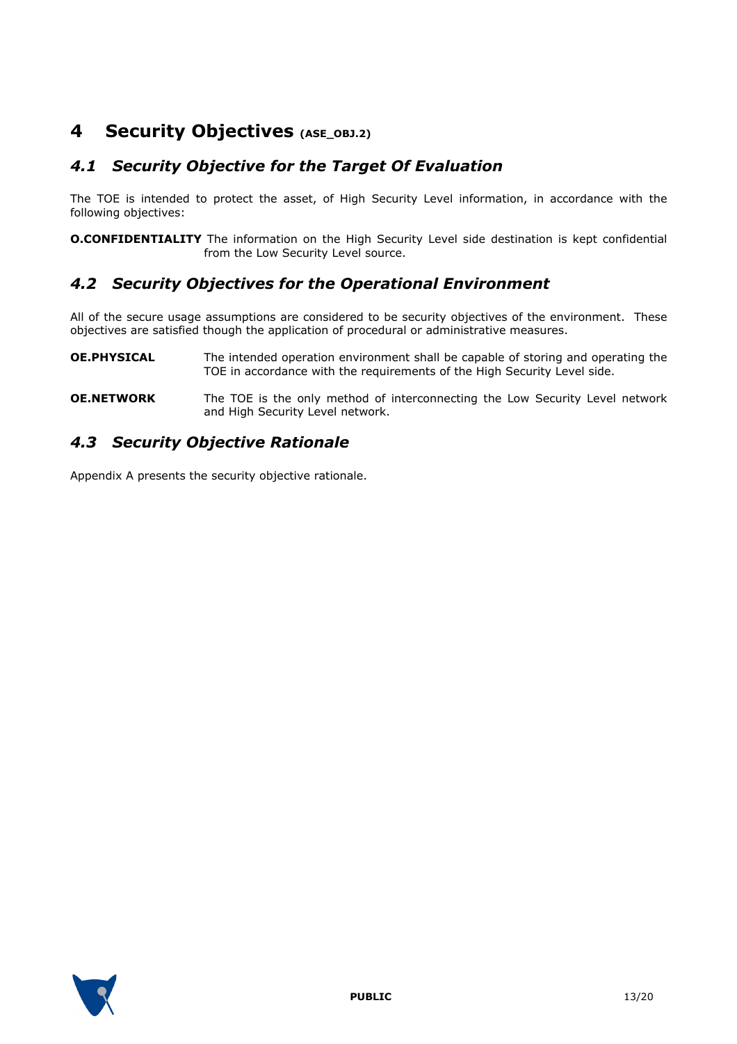# 4 Security Objectives (ASE_OBJ.2)

## *4.1 Security Objective for the Target Of Evaluation*

The TOE is intended to protect the asset, of High Security Level information, in accordance with the following objectives:

**O.CONFIDENTIALITY** The information on the High Security Level side destination is kept confidential from the Low Security Level source.

## *4.2 Security Objectives for the Operational Environment*

All of the secure usage assumptions are considered to be security objectives of the environment. These objectives are satisfied though the application of procedural or administrative measures.

**OE.PHYSICAL** The intended operation environment shall be capable of storing and operating the TOE in accordance with the requirements of the High Security Level side.

**OE.NETWORK** The TOE is the only method of interconnecting the Low Security Level network and High Security Level network.

## *4.3 Security Objective Rationale*

Appendix A presents the security objective rationale.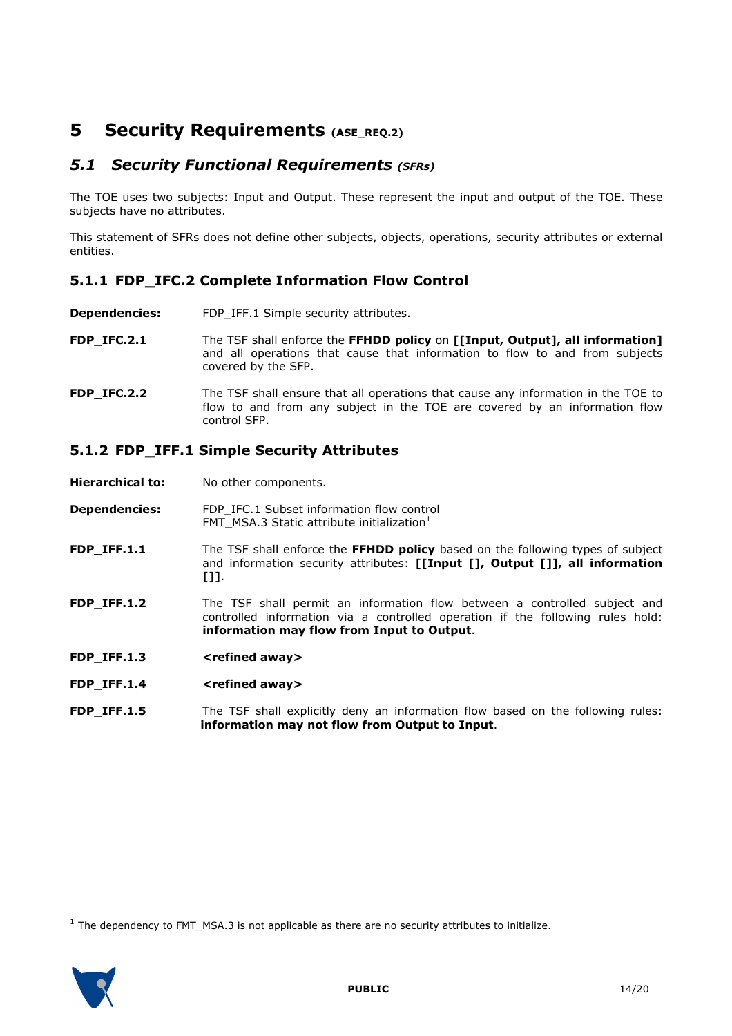# 5 Security Requirements *(ASE_REQ.2)*

## *5.1 Security Functional Requirements (SFRs)*

The TOE uses two subjects: Input and Output. These represent the input and output of the TOE. These subjects have no attributes.

This statement of SFRs does not define other subjects, objects, operations, security attributes or external entities.

### 5.1.1 FDP_IFC.2 Complete Information Flow Control

**Dependencies:** FDP_IFF.1 Simple security attributes.

**FDP_IFC.2.1** The TSF shall enforce the **FFHDD policy** on **[[Input, Output], all information]** and all operations that cause that information to flow to and from subjects covered by the SFP.

**FDP_IFC.2.2** The TSF shall ensure that all operations that cause any information in the TOE to flow to and from any subject in the TOE are covered by an information flow control SFP.

### 5.1.2 FDP_IFF.1 Simple Security Attributes

**Hierarchical to:** No other components.

**Dependencies:** FDP_IFC.1 Subset information flow control
FMT_MSA.3 Static attribute initialization[1]

**FDP_IFF.1.1** The TSF shall enforce the **FFHDD policy** based on the following types of subject and information security attributes: **[[Input [], Output []], all information []]**.

**FDP_IFF.1.2** The TSF shall permit an information flow between a controlled subject and controlled information via a controlled operation if the following rules hold: **information may flow from Input to Output**.

**FDP_IFF.1.3** **<refined away>**

**FDP_IFF.1.4** **<refined away>**

**FDP_IFF.1.5** The TSF shall explicitly deny an information flow based on the following rules: **information may not flow from Output to Input**.

---

[1] The dependency to FMT_MSA.3 is not applicable as there are no security attributes to initialize.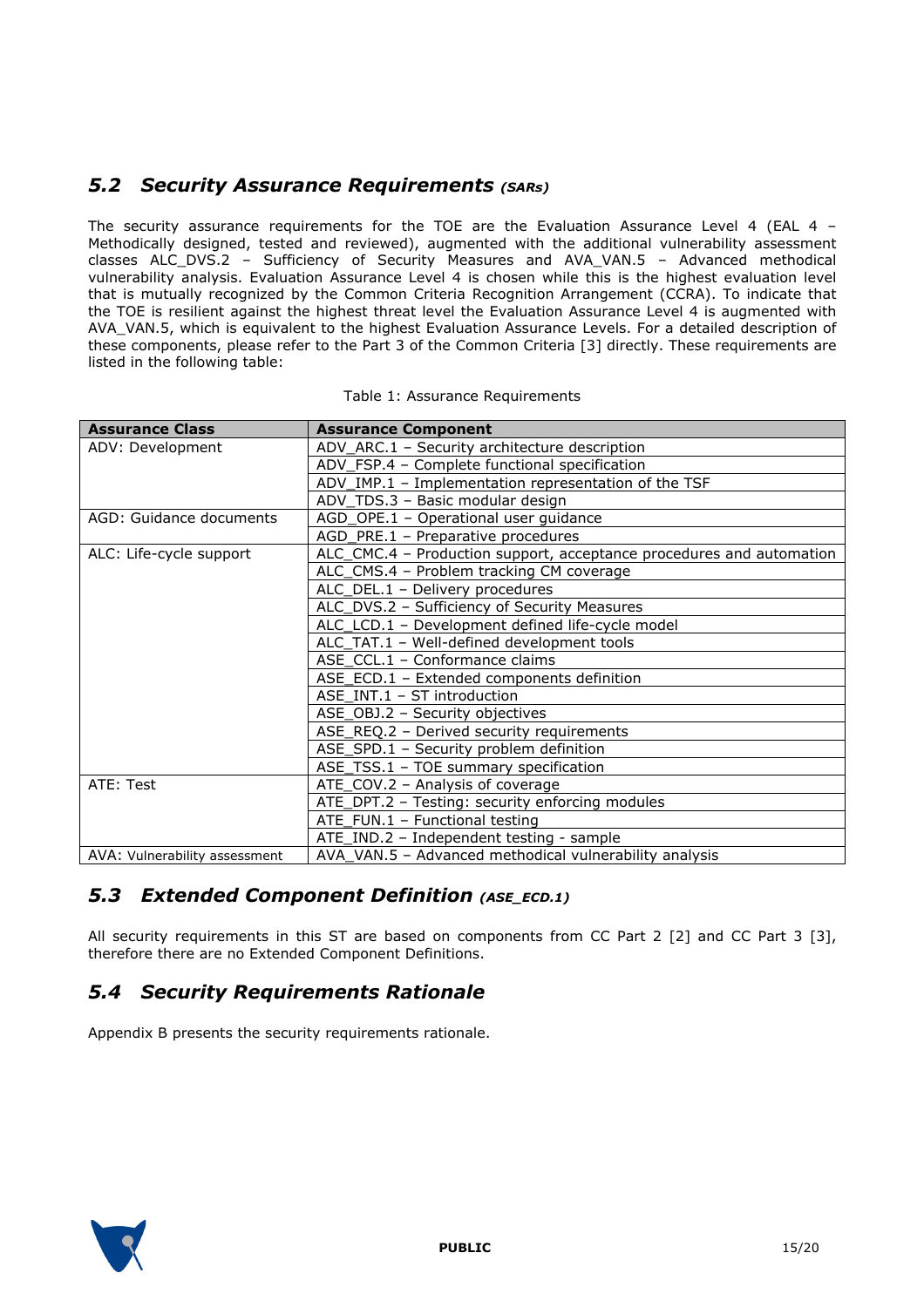## 5.2 Security Assurance Requirements *(SARs)*

The security assurance requirements for the TOE are the Evaluation Assurance Level 4 (EAL 4 – Methodically designed, tested and reviewed), augmented with the additional vulnerability assessment classes ALC_DVS.2 – Sufficiency of Security Measures and AVA_VAN.5 – Advanced methodical vulnerability analysis. Evaluation Assurance Level 4 is chosen while this is the highest evaluation level that is mutually recognized by the Common Criteria Recognition Arrangement (CCRA). To indicate that the TOE is resilient against the highest threat level the Evaluation Assurance Level 4 is augmented with AVA_VAN.5, which is equivalent to the highest Evaluation Assurance Levels. For a detailed description of these components, please refer to the Part 3 of the Common Criteria [3] directly. These requirements are listed in the following table:

Table 1: Assurance Requirements

| Assurance Class | Assurance Component |
|---|---|
| ADV: Development | ADV_ARC.1 – Security architecture description |
| | ADV_FSP.4 – Complete functional specification |
| | ADV_IMP.1 – Implementation representation of the TSF |
| | ADV_TDS.3 – Basic modular design |
| AGD: Guidance documents | AGD_OPE.1 – Operational user guidance |
| | AGD_PRE.1 – Preparative procedures |
| ALC: Life-cycle support | ALC_CMC.4 – Production support, acceptance procedures and automation |
| | ALC_CMS.4 – Problem tracking CM coverage |
| | ALC_DEL.1 – Delivery procedures |
| | ALC_DVS.2 – Sufficiency of Security Measures |
| | ALC_LCD.1 – Development defined life-cycle model |
| | ALC_TAT.1 – Well-defined development tools |
| | ASE_CCL.1 – Conformance claims |
| | ASE_ECD.1 – Extended components definition |
| | ASE_INT.1 – ST introduction |
| | ASE_OBJ.2 – Security objectives |
| | ASE_REQ.2 – Derived security requirements |
| | ASE_SPD.1 – Security problem definition |
| | ASE_TSS.1 – TOE summary specification |
| ATE: Test | ATE_COV.2 – Analysis of coverage |
| | ATE_DPT.2 – Testing: security enforcing modules |
| | ATE_FUN.1 – Functional testing |
| | ATE_IND.2 – Independent testing - sample |
| AVA: Vulnerability assessment | AVA_VAN.5 – Advanced methodical vulnerability analysis |

## 5.3 Extended Component Definition *(ASE_ECD.1)*

All security requirements in this ST are based on components from CC Part 2 [2] and CC Part 3 [3], therefore there are no Extended Component Definitions.

## 5.4 Security Requirements Rationale

Appendix B presents the security requirements rationale.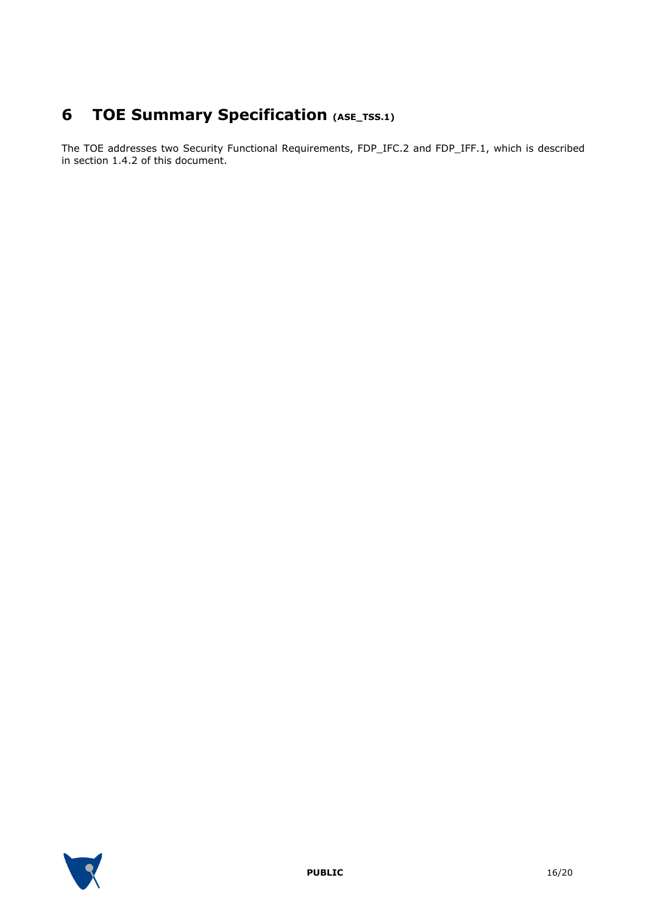# 6 TOE Summary Specification (ASE_TSS.1)

The TOE addresses two Security Functional Requirements, FDP_IFC.2 and FDP_IFF.1, which is described in section 1.4.2 of this document.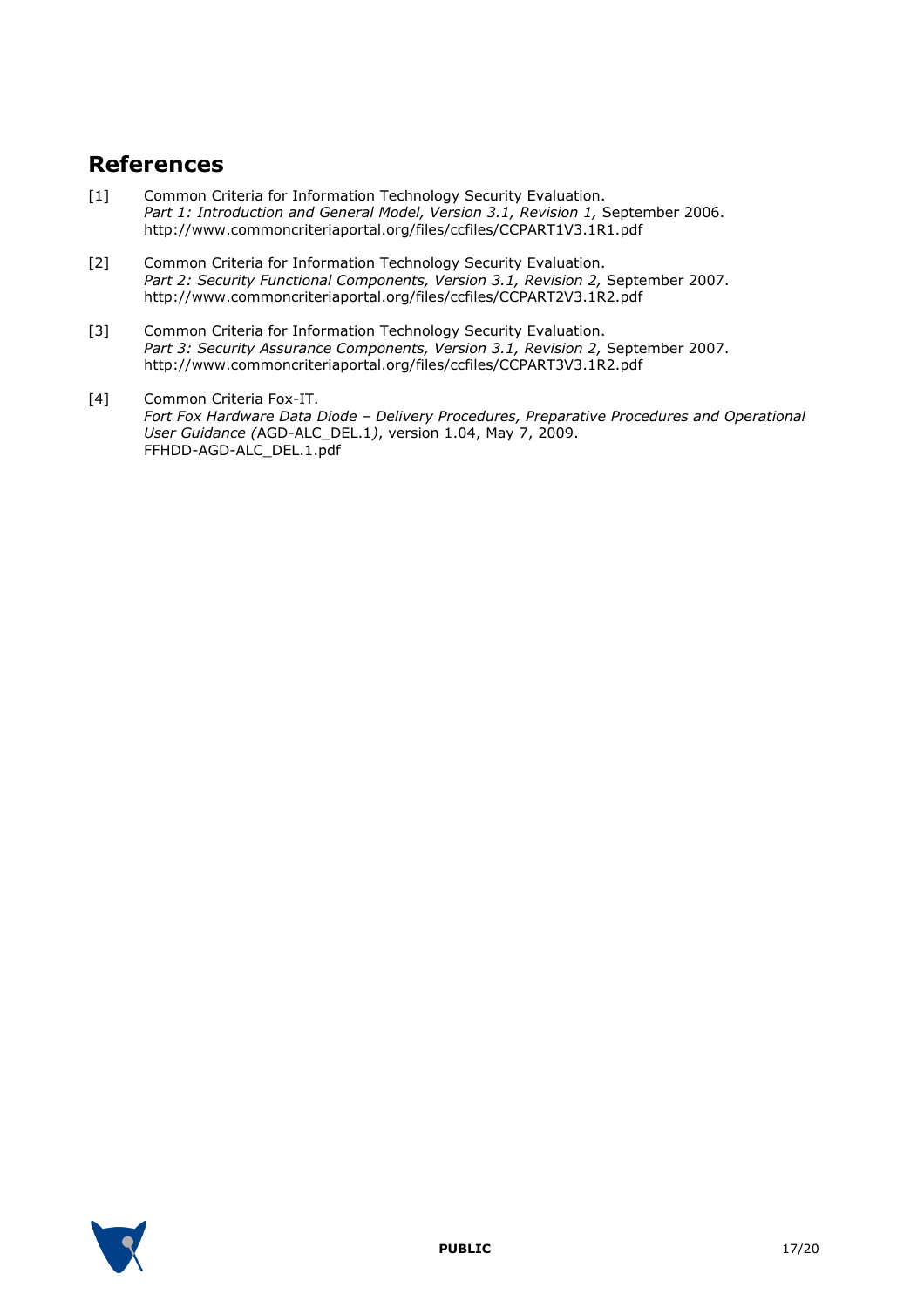# References

[1] Common Criteria for Information Technology Security Evaluation.
*Part 1: Introduction and General Model, Version 3.1, Revision 1,* September 2006.
http://www.commoncriteriaportal.org/files/ccfiles/CCPART1V3.1R1.pdf

[2] Common Criteria for Information Technology Security Evaluation.
*Part 2: Security Functional Components, Version 3.1, Revision 2,* September 2007.
http://www.commoncriteriaportal.org/files/ccfiles/CCPART2V3.1R2.pdf

[3] Common Criteria for Information Technology Security Evaluation.
*Part 3: Security Assurance Components, Version 3.1, Revision 2,* September 2007.
http://www.commoncriteriaportal.org/files/ccfiles/CCPART3V3.1R2.pdf

[4] Common Criteria Fox-IT.
*Fort Fox Hardware Data Diode – Delivery Procedures, Preparative Procedures and Operational User Guidance (*AGD-ALC_DEL.1*)*, version 1.04, May 7, 2009.
FFHDD-AGD-ALC_DEL.1.pdf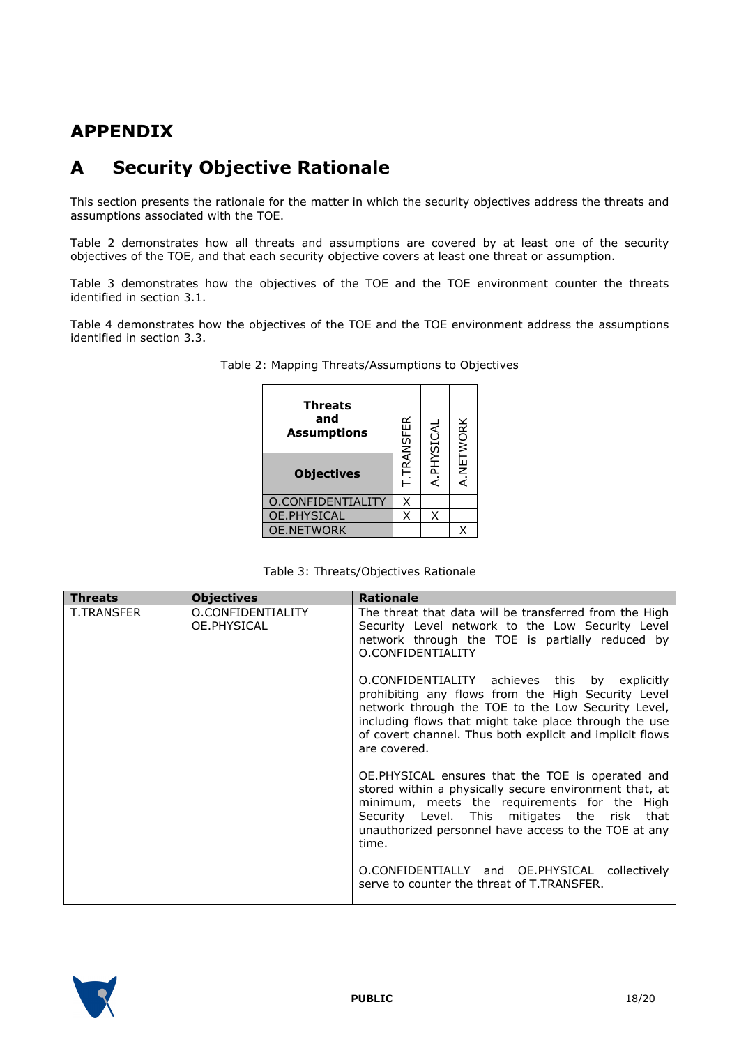# APPENDIX

# A Security Objective Rationale

This section presents the rationale for the matter in which the security objectives address the threats and assumptions associated with the TOE.

Table 2 demonstrates how all threats and assumptions are covered by at least one of the security objectives of the TOE, and that each security objective covers at least one threat or assumption.

Table 3 demonstrates how the objectives of the TOE and the TOE environment counter the threats identified in section 3.1.

Table 4 demonstrates how the objectives of the TOE and the TOE environment address the assumptions identified in section 3.3.

Table 2: Mapping Threats/Assumptions to Objectives

| Threats and Assumptions / Objectives | T.TRANSFER | A.PHYSICAL | A.NETWORK |
|---|---|---|---|
| O.CONFIDENTIALITY | X | | |
| OE.PHYSICAL | X | X | |
| OE.NETWORK | | | X |

Table 3: Threats/Objectives Rationale

| Threats | Objectives | Rationale |
|---|---|---|
| T.TRANSFER | O.CONFIDENTIALITY<br>OE.PHYSICAL | The threat that data will be transferred from the High Security Level network to the Low Security Level network through the TOE is partially reduced by O.CONFIDENTIALITY<br><br>O.CONFIDENTIALITY achieves this by explicitly prohibiting any flows from the High Security Level network through the TOE to the Low Security Level, including flows that might take place through the use of covert channel. Thus both explicit and implicit flows are covered.<br><br>OE.PHYSICAL ensures that the TOE is operated and stored within a physically secure environment that, at minimum, meets the requirements for the High Security Level. This mitigates the risk that unauthorized personnel have access to the TOE at any time.<br><br>O.CONFIDENTIALLY and OE.PHYSICAL collectively serve to counter the threat of T.TRANSFER. |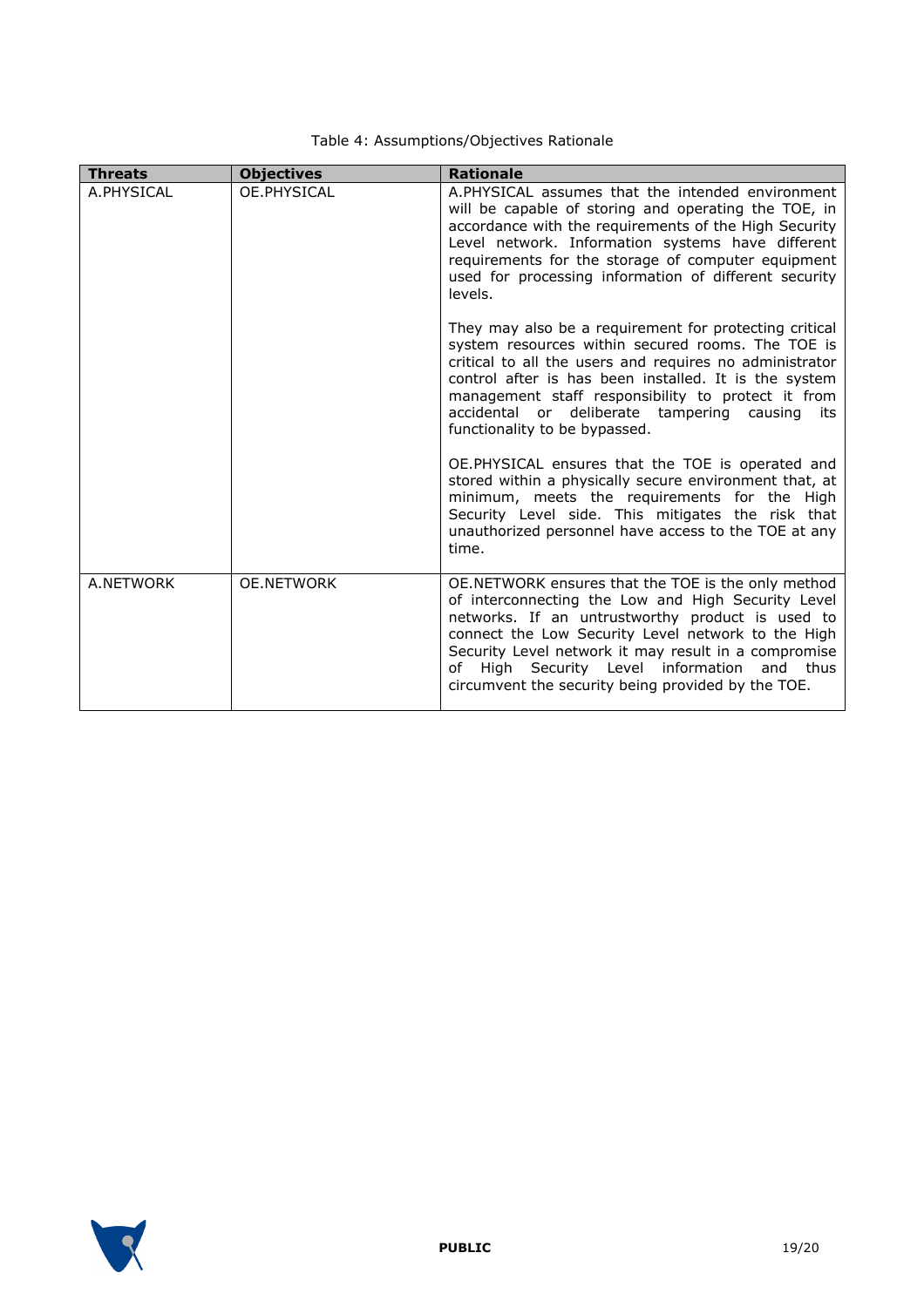Table 4: Assumptions/Objectives Rationale

| Threats | Objectives | Rationale |
|---|---|---|
| A.PHYSICAL | OE.PHYSICAL | A.PHYSICAL assumes that the intended environment will be capable of storing and operating the TOE, in accordance with the requirements of the High Security Level network. Information systems have different requirements for the storage of computer equipment used for processing information of different security levels.<br><br>They may also be a requirement for protecting critical system resources within secured rooms. The TOE is critical to all the users and requires no administrator control after is has been installed. It is the system management staff responsibility to protect it from accidental or deliberate tampering causing its functionality to be bypassed.<br><br>OE.PHYSICAL ensures that the TOE is operated and stored within a physically secure environment that, at minimum, meets the requirements for the High Security Level side. This mitigates the risk that unauthorized personnel have access to the TOE at any time. |
| A.NETWORK | OE.NETWORK | OE.NETWORK ensures that the TOE is the only method of interconnecting the Low and High Security Level networks. If an untrustworthy product is used to connect the Low Security Level network to the High Security Level network it may result in a compromise of High Security Level information and thus circumvent the security being provided by the TOE. |

**PUBLIC**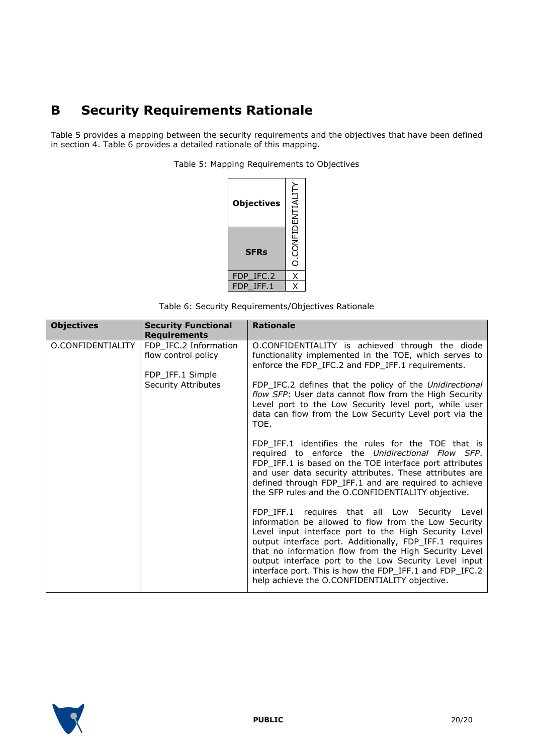# B Security Requirements Rationale

Table 5 provides a mapping between the security requirements and the objectives that have been defined in section 4. Table 6 provides a detailed rationale of this mapping.

Table 5: Mapping Requirements to Objectives

| Objectives / SFRs | O.CONFIDENTIALITY |
|---|---|
| FDP_IFC.2 | X |
| FDP_IFF.1 | X |

Table 6: Security Requirements/Objectives Rationale

| Objectives | Security Functional Requirements | Rationale |
|---|---|---|
| O.CONFIDENTIALITY | FDP_IFC.2 Information flow control policy<br><br>FDP_IFF.1 Simple Security Attributes | O.CONFIDENTIALITY is achieved through the diode functionality implemented in the TOE, which serves to enforce the FDP_IFC.2 and FDP_IFF.1 requirements.<br><br>FDP_IFC.2 defines that the policy of the *Unidirectional flow SFP*: User data cannot flow from the High Security Level port to the Low Security level port, while user data can flow from the Low Security Level port via the TOE.<br><br>FDP_IFF.1 identifies the rules for the TOE that is required to enforce the *Unidirectional Flow SFP*. FDP_IFF.1 is based on the TOE interface port attributes and user data security attributes. These attributes are defined through FDP_IFF.1 and are required to achieve the SFP rules and the O.CONFIDENTIALITY objective.<br><br>FDP_IFF.1 requires that all Low Security Level information be allowed to flow from the Low Security Level input interface port to the High Security Level output interface port. Additionally, FDP_IFF.1 requires that no information flow from the High Security Level output interface port to the Low Security Level input interface port. This is how the FDP_IFF.1 and FDP_IFC.2 help achieve the O.CONFIDENTIALITY objective. |

PUBLIC